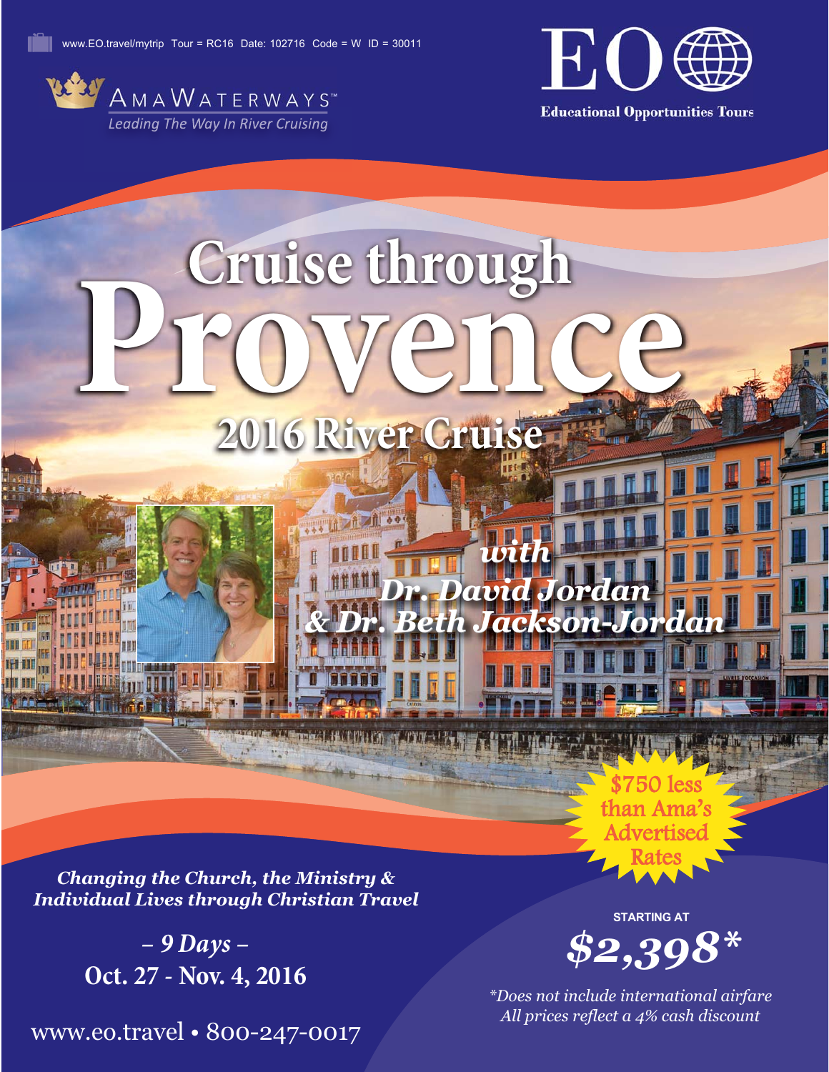www.EO.travel/mytrip Tour = RC16 Date: 102716 Code = W ID = 30011

AmaWaterways™
*Leading The Way In River Cruising*

EO
**Educational Opportunities Tours**

# Cruise through Provence

## 2016 River Cruise

***with Dr. David Jordan & Dr. Beth Jackson-Jordan***

$750 less than Ama's Advertised Rates

***Changing the Church, the Ministry & Individual Lives through Christian Travel***

*– 9 Days –*

**Oct. 27 - Nov. 4, 2016**

**STARTING AT**

***$2,398****

*\*Does not include international airfare*
*All prices reflect a 4% cash discount*

www.eo.travel • 800-247-0017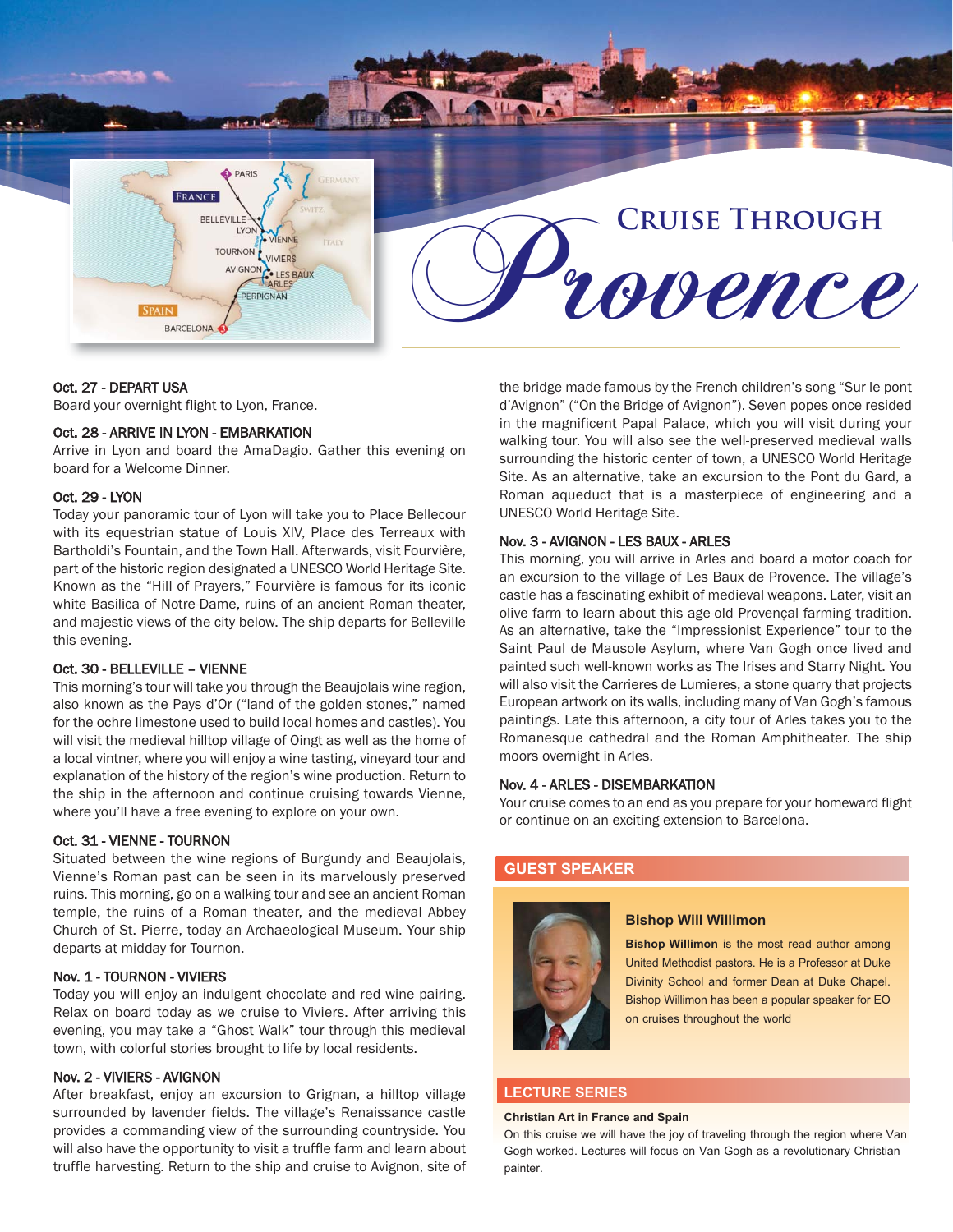# Cruise Through Provence

**Oct. 27 - DEPART USA**
Board your overnight flight to Lyon, France.

**Oct. 28 - ARRIVE IN LYON - EMBARKATION**
Arrive in Lyon and board the AmaDagio. Gather this evening on board for a Welcome Dinner.

**Oct. 29 - LYON**
Today your panoramic tour of Lyon will take you to Place Bellecour with its equestrian statue of Louis XIV, Place des Terreaux with Bartholdi's Fountain, and the Town Hall. Afterwards, visit Fourvière, part of the historic region designated a UNESCO World Heritage Site. Known as the "Hill of Prayers," Fourvière is famous for its iconic white Basilica of Notre-Dame, ruins of an ancient Roman theater, and majestic views of the city below. The ship departs for Belleville this evening.

**Oct. 30 - BELLEVILLE – VIENNE**
This morning's tour will take you through the Beaujolais wine region, also known as the Pays d'Or ("land of the golden stones," named for the ochre limestone used to build local homes and castles). You will visit the medieval hilltop village of Oingt as well as the home of a local vintner, where you will enjoy a wine tasting, vineyard tour and explanation of the history of the region's wine production. Return to the ship in the afternoon and continue cruising towards Vienne, where you'll have a free evening to explore on your own.

**Oct. 31 - VIENNE - TOURNON**
Situated between the wine regions of Burgundy and Beaujolais, Vienne's Roman past can be seen in its marvelously preserved ruins. This morning, go on a walking tour and see an ancient Roman temple, the ruins of a Roman theater, and the medieval Abbey Church of St. Pierre, today an Archaeological Museum. Your ship departs at midday for Tournon.

**Nov. 1 - TOURNON - VIVIERS**
Today you will enjoy an indulgent chocolate and red wine pairing. Relax on board today as we cruise to Viviers. After arriving this evening, you may take a "Ghost Walk" tour through this medieval town, with colorful stories brought to life by local residents.

**Nov. 2 - VIVIERS - AVIGNON**
After breakfast, enjoy an excursion to Grignan, a hilltop village surrounded by lavender fields. The village's Renaissance castle provides a commanding view of the surrounding countryside. You will also have the opportunity to visit a truffle farm and learn about truffle harvesting. Return to the ship and cruise to Avignon, site of the bridge made famous by the French children's song "Sur le pont d'Avignon" ("On the Bridge of Avignon"). Seven popes once resided in the magnificent Papal Palace, which you will visit during your walking tour. You will also see the well-preserved medieval walls surrounding the historic center of town, a UNESCO World Heritage Site. As an alternative, take an excursion to the Pont du Gard, a Roman aqueduct that is a masterpiece of engineering and a UNESCO World Heritage Site.

**Nov. 3 - AVIGNON - LES BAUX - ARLES**
This morning, you will arrive in Arles and board a motor coach for an excursion to the village of Les Baux de Provence. The village's castle has a fascinating exhibit of medieval weapons. Later, visit an olive farm to learn about this age-old Provençal farming tradition. As an alternative, take the "Impressionist Experience" tour to the Saint Paul de Mausole Asylum, where Van Gogh once lived and painted such well-known works as The Irises and Starry Night. You will also visit the Carrieres de Lumieres, a stone quarry that projects European artwork on its walls, including many of Van Gogh's famous paintings. Late this afternoon, a city tour of Arles takes you to the Romanesque cathedral and the Roman Amphitheater. The ship moors overnight in Arles.

**Nov. 4 - ARLES - DISEMBARKATION**
Your cruise comes to an end as you prepare for your homeward flight or continue on an exciting extension to Barcelona.

## GUEST SPEAKER

### Bishop Will Willimon

**Bishop Willimon** is the most read author among United Methodist pastors. He is a Professor at Duke Divinity School and former Dean at Duke Chapel. Bishop Willimon has been a popular speaker for EO on cruises throughout the world

## LECTURE SERIES

**Christian Art in France and Spain**
On this cruise we will have the joy of traveling through the region where Van Gogh worked. Lectures will focus on Van Gogh as a revolutionary Christian painter.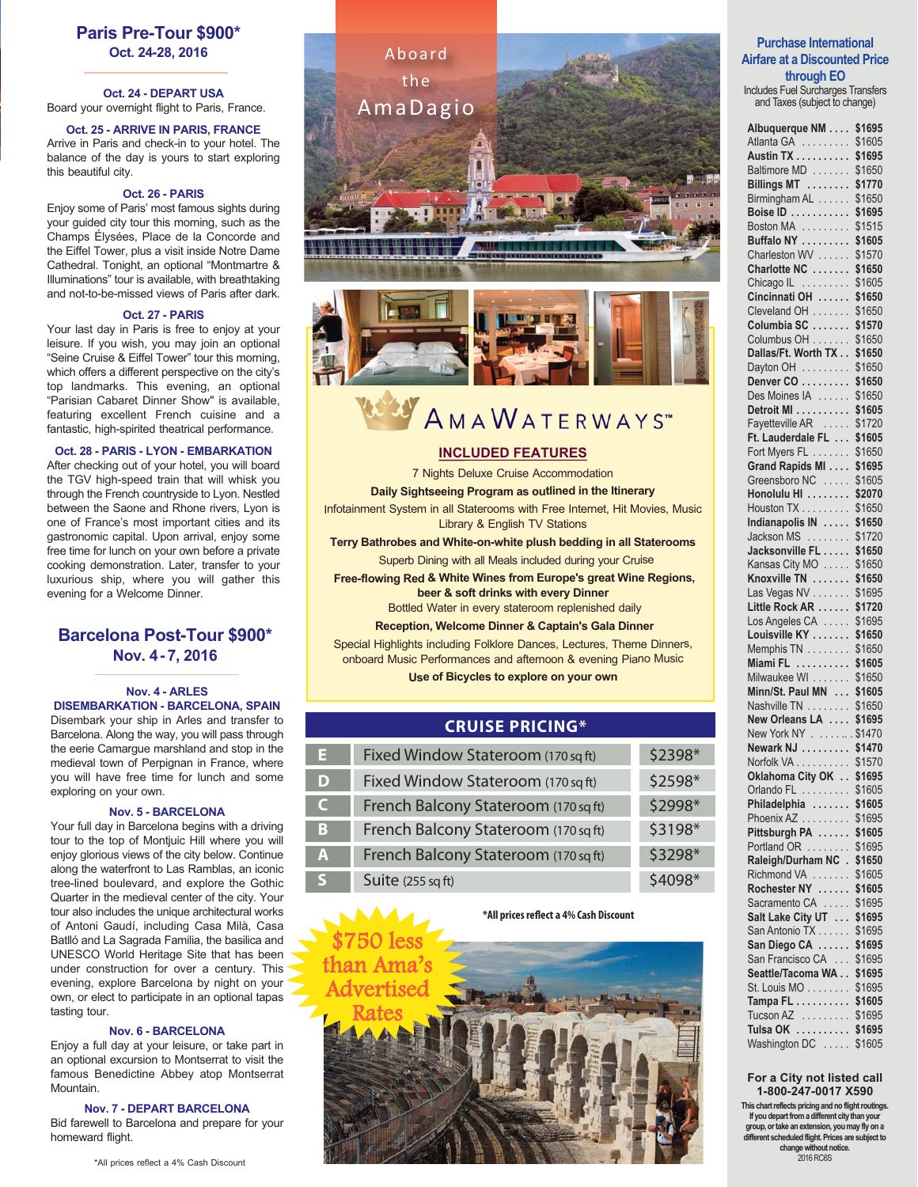## Paris Pre-Tour $900*
**Oct. 24-28, 2016**

**Oct. 24 - DEPART USA**
Board your overnight flight to Paris, France.

**Oct. 25 - ARRIVE IN PARIS, FRANCE**
Arrive in Paris and check-in to your hotel. The balance of the day is yours to start exploring this beautiful city.

**Oct. 26 - PARIS**
Enjoy some of Paris' most famous sights during your guided city tour this morning, such as the Champs Élysées, Place de la Concorde and the Eiffel Tower, plus a visit inside Notre Dame Cathedral. Tonight, an optional "Montmartre & Illuminations" tour is available, with breathtaking and not-to-be-missed views of Paris after dark.

**Oct. 27 - PARIS**
Your last day in Paris is free to enjoy at your leisure. If you wish, you may join an optional "Seine Cruise & Eiffel Tower" tour this morning, which offers a different perspective on the city's top landmarks. This evening, an optional "Parisian Cabaret Dinner Show" is available, featuring excellent French cuisine and a fantastic, high-spirited theatrical performance.

**Oct. 28 - PARIS - LYON - EMBARKATION**
After checking out of your hotel, you will board the TGV high-speed train that will whisk you through the French countryside to Lyon. Nestled between the Saone and Rhone rivers, Lyon is one of France's most important cities and its gastronomic capital. Upon arrival, enjoy some free time for lunch on your own before a private cooking demonstration. Later, transfer to your luxurious ship, where you will gather this evening for a Welcome Dinner.

## Barcelona Post-Tour $900*
**Nov. 4 - 7, 2016**

**Nov. 4 - ARLES**
**DISEMBARKATION - BARCELONA, SPAIN**
Disembark your ship in Arles and transfer to Barcelona. Along the way, you will pass through the eerie Camargue marshland and stop in the medieval town of Perpignan in France, where you will have free time for lunch and some exploring on your own.

**Nov. 5 - BARCELONA**
Your full day in Barcelona begins with a driving tour to the top of Montjuic Hill where you will enjoy glorious views of the city below. Continue along the waterfront to Las Ramblas, an iconic tree-lined boulevard, and explore the Gothic Quarter in the medieval center of the city. Your tour also includes the unique architectural works of Antoni Gaudí, including Casa Milà, Casa Batlló and La Sagrada Familia, the basilica and UNESCO World Heritage Site that has been under construction for over a century. This evening, explore Barcelona by night on your own, or elect to participate in an optional tapas tasting tour.

**Nov. 6 - BARCELONA**
Enjoy a full day at your leisure, or take part in an optional excursion to Montserrat to visit the famous Benedictine Abbey atop Montserrat Mountain.

**Nov. 7 - DEPART BARCELONA**
Bid farewell to Barcelona and prepare for your homeward flight.

*All prices reflect a 4% Cash Discount

Aboard the AmaDagio

AMAWATERWAYS™

## INCLUDED FEATURES

7 Nights Deluxe Cruise Accommodation

**Daily Sightseeing Program as outlined in the Itinerary**

Infotainment System in all Staterooms with Free Internet, Hit Movies, Music Library & English TV Stations

**Terry Bathrobes and White-on-white plush bedding in all Staterooms**

Superb Dining with all Meals included during your Cruise

**Free-flowing Red & White Wines from Europe's great Wine Regions, beer & soft drinks with every Dinner**

Bottled Water in every stateroom replenished daily

**Reception, Welcome Dinner & Captain's Gala Dinner**

Special Highlights including Folklore Dances, Lectures, Theme Dinners, onboard Music Performances and afternoon & evening Piano Music

**Use of Bicycles to explore on your own**

## CRUISE PRICING*

| Category | Stateroom | Price |
|---|---|---|
| E | Fixed Window Stateroom (170 sq ft) | $2398* |
| D | Fixed Window Stateroom (170 sq ft) | $2598* |
| C | French Balcony Stateroom (170 sq ft) | $2998* |
| B | French Balcony Stateroom (170 sq ft) | $3198* |
| A | French Balcony Stateroom (170 sq ft) | $3298* |
| S | Suite (255 sq ft) | $4098* |

**\*All prices reflect a 4% Cash Discount**

$750 less than Ama's Advertised Rates

## Purchase International Airfare at a Discounted Price through EO

Includes Fuel Surcharges Transfers and Taxes (subject to change)

| City | Price |
|---|---|
| **Albuquerque NM** | **$1695** |
| Atlanta GA | $1605 |
| **Austin TX** | **$1695** |
| Baltimore MD | $1650 |
| **Billings MT** | **$1770** |
| Birmingham AL | $1650 |
| **Boise ID** | **$1695** |
| Boston MA | $1515 |
| **Buffalo NY** | **$1605** |
| Charleston WV | $1570 |
| **Charlotte NC** | **$1650** |
| Chicago IL | $1605 |
| **Cincinnati OH** | **$1650** |
| Cleveland OH | $1650 |
| **Columbia SC** | **$1570** |
| Columbus OH | $1650 |
| **Dallas/Ft. Worth TX** | **$1650** |
| Dayton OH | $1650 |
| **Denver CO** | **$1650** |
| Des Moines IA | $1650 |
| **Detroit MI** | **$1605** |
| Fayetteville AR | $1720 |
| **Ft. Lauderdale FL** | **$1605** |
| Fort Myers FL | $1650 |
| **Grand Rapids MI** | **$1695** |
| Greensboro NC | $1605 |
| **Honolulu HI** | **$2070** |
| Houston TX | $1650 |
| **Indianapolis IN** | **$1650** |
| Jackson MS | $1720 |
| **Jacksonville FL** | **$1650** |
| Kansas City MO | $1650 |
| **Knoxville TN** | **$1650** |
| Las Vegas NV | $1695 |
| **Little Rock AR** | **$1720** |
| Los Angeles CA | $1695 |
| **Louisville KY** | **$1650** |
| Memphis TN | $1650 |
| **Miami FL** | **$1605** |
| Milwaukee WI | $1650 |
| **Minn/St. Paul MN** | **$1605** |
| Nashville TN | $1650 |
| **New Orleans LA** | **$1695** |
| New York NY | $1470 |
| **Newark NJ** | **$1470** |
| Norfolk VA | $1570 |
| **Oklahoma City OK** | **$1695** |
| Orlando FL | $1605 |
| **Philadelphia** | **$1605** |
| Phoenix AZ | $1695 |
| **Pittsburgh PA** | **$1605** |
| Portland OR | $1695 |
| **Raleigh/Durham NC** | **$1650** |
| Richmond VA | $1605 |
| **Rochester NY** | **$1605** |
| Sacramento CA | $1695 |
| **Salt Lake City UT** | **$1695** |
| San Antonio TX | $1695 |
| **San Diego CA** | **$1695** |
| San Francisco CA | $1695 |
| **Seattle/Tacoma WA** | **$1695** |
| St. Louis MO | $1695 |
| **Tampa FL** | **$1605** |
| Tucson AZ | $1695 |
| **Tulsa OK** | **$1695** |
| Washington DC | $1605 |

**For a City not listed call 1-800-247-0017 X590**

**This chart reflects pricing and no flight routings. If you depart from a different city than your group, or take an extension, you may fly on a different scheduled flight. Prices are subject to change without notice.**

2016 RC6S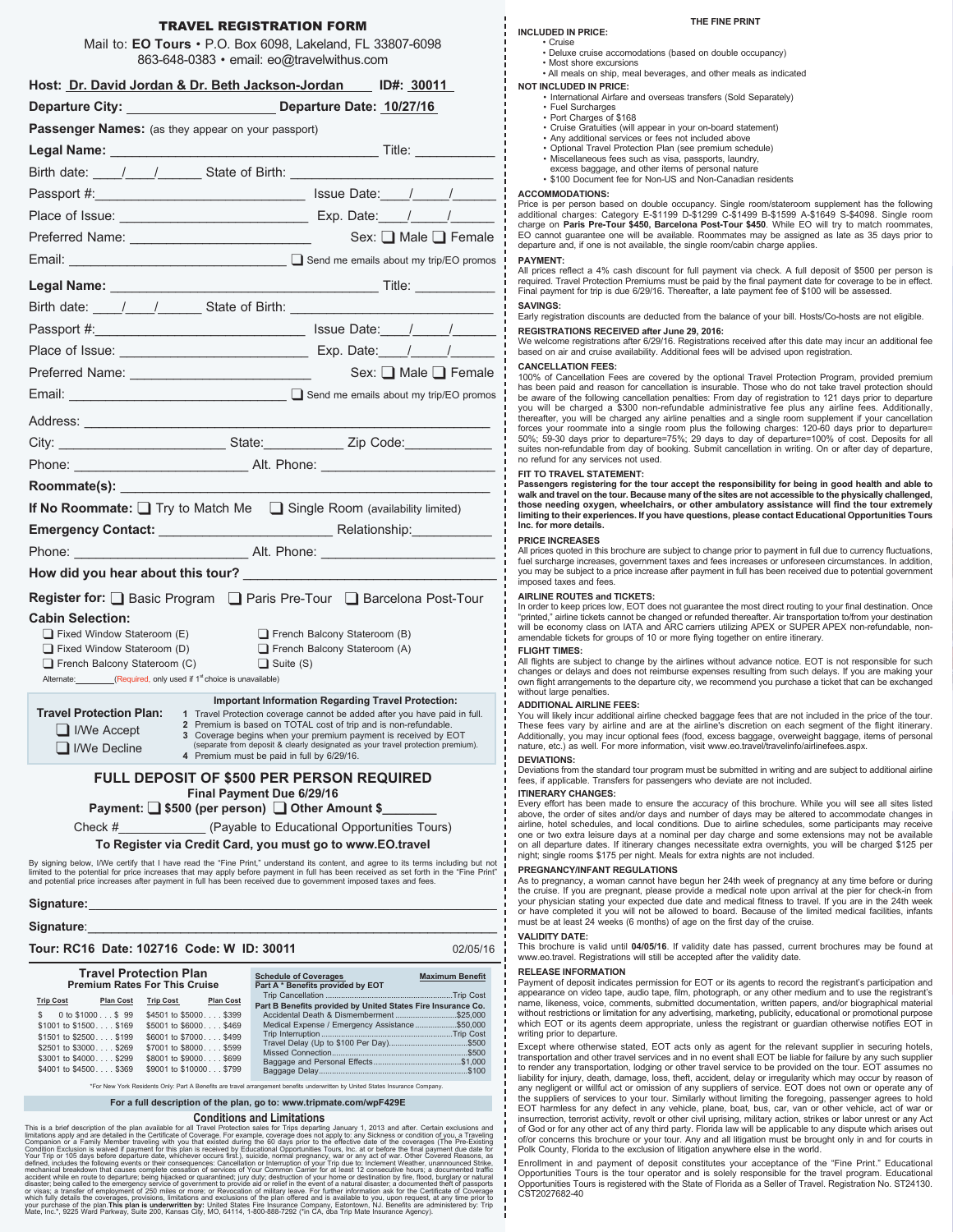# TRAVEL REGISTRATION FORM

Mail to: **EO Tours** • P.O. Box 6098, Lakeland, FL 33807-6098
863-648-0383 • email: eo@travelwithus.com

**Host:** Dr. David Jordan & Dr. Beth Jackson-Jordan **ID#:** 30011

**Departure City:** ____________________ **Departure Date:** 10/27/16

**Passenger Names:** (as they appear on your passport)

**Legal Name:** ______________________________________ Title: __________

Birth date: ____/____/______ State of Birth: ______________________________

Passport #:____________________________ Issue Date:____/____/______

Place of Issue: _________________________ Exp. Date:____/____/______

Preferred Name: _____________________ Sex: ❑ Male ❑ Female

Email: _________________________________ ❑ Send me emails about my trip/EO promos

**Legal Name:** ______________________________________ Title: __________

Birth date: ____/____/______ State of Birth: ______________________________

Passport #:____________________________ Issue Date:____/____/______

Place of Issue: _________________________ Exp. Date:____/____/______

Preferred Name: _____________________ Sex: ❑ Male ❑ Female

Email: _________________________________ ❑ Send me emails about my trip/EO promos

Address: ___________________________________________________________

City: ______________________ State:__________ Zip Code:____________

Phone: __________________________ Alt. Phone: ______________________

**Roommate(s):** ____________________________________________________

**If No Roommate:** ❑ Try to Match Me ❑ Single Room (availability limited)

**Emergency Contact:** _________________________ Relationship:__________

Phone: __________________________ Alt. Phone: ______________________

**How did you hear about this tour?** ___________________________________

**Register for:** ❑ Basic Program ❑ Paris Pre-Tour ❑ Barcelona Post-Tour

**Cabin Selection:**

- ❑ Fixed Window Stateroom (E)
- ❑ Fixed Window Stateroom (D)
- ❑ French Balcony Stateroom (C)
- ❑ French Balcony Stateroom (B)
- ❑ French Balcony Stateroom (A)
- ❑ Suite (S)

Alternate:________(Required, only used if 1st choice is unavailable)

**Travel Protection Plan:**
❑ I/We Accept
❑ I/We Decline

**Important Information Regarding Travel Protection:**
1. Travel Protection coverage cannot be added after you have paid in full.
2. Premium is based on TOTAL cost of trip and is non-refundable.
3. Coverage begins when your premium payment is received by EOT (separate from deposit & clearly designated as your travel protection premium).
4. Premium must be paid in full by 6/29/16.

## FULL DEPOSIT OF $500 PER PERSON REQUIRED

**Final Payment Due 6/29/16**

**Payment:** ❑ **$500 (per person)** ❑ **Other Amount $________**

Check #____________ (Payable to Educational Opportunities Tours)

**To Register via Credit Card, you must go to www.EO.travel**

By signing below, I/We certify that I have read the "Fine Print," understand its content, and agree to its terms including but not limited to the potential for price increases that may apply before payment in full has been received as set forth in the "Fine Print" and potential price increases after payment in full has been received due to government imposed taxes and fees.

**Signature:**___________________________________________________

**Signature:**___________________________________________________

**Tour: RC16 Date: 102716 Code: W ID: 30011** 02/05/16

### Travel Protection Plan
**Premium Rates For This Cruise**

| Trip Cost | Plan Cost | Trip Cost | Plan Cost |
|---|---|---|---|
| $ 0 to $1000 | $ 99 | $4501 to $5000 | $399 |
| $1001 to $1500 | $169 | $5001 to $6000 | $469 |
| $1501 to $2500 | $199 | $6001 to $7000 | $499 |
| $2501 to $3000 | $269 | $7001 to $8000 | $599 |
| $3001 to $4000 | $299 | $8001 to $9000 | $699 |
| $4001 to $4500 | $369 | $9001 to $10000 | $799 |

| Schedule of Coverages | Maximum Benefit |
|---|---|
| **Part A \* Benefits provided by EOT** | |
| Trip Cancellation | Trip Cost |
| **Part B Benefits provided by United States Fire Insurance Co.** | |
| Accidental Death & Dismemberment | $25,000 |
| Medical Expense / Emergency Assistance | $50,000 |
| Trip Interruption | Trip Cost |
| Travel Delay (Up to $100 Per Day) | $500 |
| Missed Connection | $500 |
| Baggage and Personal Effects | $1,000 |
| Baggage Delay | $100 |

\*For New York Residents Only: Part A Benefits are travel arrangement benefits underwritten by United States Insurance Company.

**For a full description of the plan, go to: www.tripmate.com/wpF429E**

### Conditions and Limitations

This is a brief description of the plan available for all Travel Protection sales for Trips departing January 1, 2013 and after. Certain exclusions and limitations apply and are detailed in the Certificate of Coverage. For example, coverage does not apply to: any Sickness or condition of you, a Traveling Companion or a Family Member traveling with you that existed during the 60 days prior to the effective date of the coverages (The Pre-Existing Condition Exclusion is waived if payment for this plan is received by Educational Opportunities Tours, Inc. at or before the final payment due date for Your Trip or 105 days before departure date, whichever occurs first.), suicide, normal pregnancy, war or any act of war. Other Covered Reasons, as defined, includes the following events or their consequences: Cancellation or Interruption of your Trip due to: Inclement Weather, unannounced Strike, mechanical breakdown that causes complete cessation of services of Your Common Carrier for at least 12 consecutive hours; a documented traffic accident while en route to departure; being hijacked or quarantined; jury duty; destruction of your home or destination by fire, flood, burglary or natural disaster; being called to the emergency service of government to provide aid or relief in the event of a natural disaster; a documented theft of passports or visas; a transfer of employment of 250 miles or more; or Revocation of military leave. For further information ask for the Certificate of Coverage which fully details the coverages, provisions, limitations and exclusions of the plan offered and is available to you, upon request, at any time prior to your purchase of the plan. **This plan is underwritten by:** United States Fire Insurance Company, Eatontown, NJ. Benefits are administered by: Trip Mate, Inc.\*, 9225 Ward Parkway, Suite 200, Kansas City, MO, 64114, 1-800-888-7292 (\*in CA, dba Trip Mate Insurance Agency).

## THE FINE PRINT

**INCLUDED IN PRICE:**
- Cruise
- Deluxe cruise accomodations (based on double occupancy)
- Most shore excursions
- All meals on ship, meal beverages, and other meals as indicated

**NOT INCLUDED IN PRICE:**
- International Airfare and overseas transfers (Sold Separately)
- Fuel Surcharges
- Port Charges of $168
- Cruise Gratuities (will appear in your on-board statement)
- Any additional services or fees not included above
- Optional Travel Protection Plan (see premium schedule)
- Miscellaneous fees such as visa, passports, laundry, excess baggage, and other items of personal nature
- $100 Document fee for Non-US and Non-Canadian residents

**ACCOMMODATIONS:**
Price is per person based on double occupancy. Single room/stateroom supplement has the following additional charges: Category E-$1199 D-$1299 C-$1499 B-$1599 A-$1649 S-$4098. Single room charge on **Paris Pre-Tour $450, Barcelona Post-Tour $450**. While EO will try to match roommates, EO cannot guarantee one will be available. Roommates may be assigned as late as 35 days prior to departure and, if one is not available, the single room/cabin charge applies.

**PAYMENT:**
All prices reflect a 4% cash discount for full payment via check. A full deposit of $500 per person is required. Travel Protection Premiums must be paid by the final payment date for coverage to be in effect. Final payment for trip is due 6/29/16. Thereafter, a late payment fee of $100 will be assessed.

**SAVINGS:**
Early registration discounts are deducted from the balance of your bill. Hosts/Co-hosts are not eligible.

**REGISTRATIONS RECEIVED after June 29, 2016:**
We welcome registrations after 6/29/16. Registrations received after this date may incur an additional fee based on air and cruise availability. Additional fees will be advised upon registration.

**CANCELLATION FEES:**
100% of Cancellation Fees are covered by the optional Travel Protection Program, provided premium has been paid and reason for cancellation is insurable. Those who do not take travel protection should be aware of the following cancellation penalties: From day of registration to 121 days prior to departure you will be charged a $300 non-refundable administrative fee plus any airline fees. Additionally, thereafter, you will be charged any airline penalties and a single room supplement if your cancellation forces your roommate into a single room plus the following charges: 120-60 days prior to departure= 50%; 59-30 days prior to departure=75%; 29 days to day of departure=100% of cost. Deposits for all suites non-refundable from day of booking. Submit cancellation in writing. On or after day of departure, no refund for any services not used.

**FIT TO TRAVEL STATEMENT:**
**Passengers registering for the tour accept the responsibility for being in good health and able to walk and travel on the tour. Because many of the sites are not accessible to the physically challenged, those needing oxygen, wheelchairs, or other ambulatory assistance will find the tour extremely limiting to their experiences. If you have questions, please contact Educational Opportunities Tours Inc. for more details.**

**PRICE INCREASES**
All prices quoted in this brochure are subject to change prior to payment in full due to currency fluctuations, fuel surcharge increases, government taxes and fees increases or unforeseen circumstances. In addition, you may be subject to a price increase after payment in full has been received due to potential government imposed taxes and fees.

**AIRLINE ROUTES and TICKETS:**
In order to keep prices low, EOT does not guarantee the most direct routing to your final destination. Once "printed," airline tickets cannot be changed or refunded thereafter. Air transportation to/from your destination will be economy class on IATA and ARC carriers utilizing APEX or SUPER APEX non-refundable, non-amendable tickets for groups of 10 or more flying together on entire itinerary.

**FLIGHT TIMES:**
All flights are subject to change by the airlines without advance notice. EOT is not responsible for such changes or delays and does not reimburse expenses resulting from such delays. If you are making your own flight arrangements to the departure city, we recommend you purchase a ticket that can be exchanged without large penalties.

**ADDITIONAL AIRLINE FEES:**
You will likely incur additional airline checked baggage fees that are not included in the price of the tour. These fees vary by airline and are at the airline's discretion on each segment of the flight itinerary. Additionally, you may incur optional fees (food, excess baggage, overweight baggage, items of personal nature, etc.) as well. For more information, visit www.eo.travel/travelinfo/airlinefees.aspx.

**DEVIATIONS:**
Deviations from the standard tour program must be submitted in writing and are subject to additional airline fees, if applicable. Transfers for passengers who deviate are not included.

**ITINERARY CHANGES:**
Every effort has been made to ensure the accuracy of this brochure. While you will see all sites listed above, the order of sites and/or days and number of days may be altered to accommodate changes in airline, hotel schedules, and local conditions. Due to airline schedules, some participants may receive one or two extra leisure days at a nominal per day charge and some extensions may not be available on all departure dates. If itinerary changes necessitate extra overnights, you will be charged $125 per night; single rooms $175 per night. Meals for extra nights are not included.

**PREGNANCY/INFANT REGULATIONS**
As to pregnancy, a woman cannot have begun her 24th week of pregnancy at any time before or during the cruise. If you are pregnant, please provide a medical note upon arrival at the pier for check-in from your physician stating your expected due date and medical fitness to travel. If you are in the 24th week or have completed it you will not be allowed to board. Because of the limited medical facilities, infants must be at least 24 weeks (6 months) of age on the first day of the cruise.

**VALIDITY DATE:**
This brochure is valid until **04/05/16**. If validity date has passed, current brochures may be found at www.eo.travel. Registrations will still be accepted after the validity date.

**RELEASE INFORMATION**
Payment of deposit indicates permission for EOT or its agents to record the registrant's participation and appearance on video tape, audio tape, film, photograph, or any other medium and to use the registrant's name, likeness, voice, comments, submitted documentation, written papers, and/or biographical material without restrictions or limitation for any advertising, marketing, publicity, educational or promotional purpose which EOT or its agents deem appropriate, unless the registrant or guardian otherwise notifies EOT in writing prior to departure.

Except where otherwise stated, EOT acts only as agent for the relevant supplier in securing hotels, transportation and other travel services and in no event shall EOT be liable for failure by any such supplier to render any transportation, lodging or other travel service to be provided on the tour. EOT assumes no liability for injury, death, damage, loss, theft, accident, delay or irregularity which may occur by reason of any negligent or willful act or omission of any suppliers of service. EOT does not own or operate any of the suppliers of services to your tour. Similarly without limiting the foregoing, passenger agrees to hold EOT harmless for any defect in any vehicle, plane, boat, bus, car, van or other vehicle, act of war or insurrection, terrorist activity, revolt or other civil uprising, military action, strikes or labor unrest or any Act of God or for any other act of any third party. Florida law will be applicable to any dispute which arises out of/or concerns this brochure or your tour. Any and all litigation must be brought only in and for courts in Polk County, Florida to the exclusion of litigation anywhere else in the world.

Enrollment in and payment of deposit constitutes your acceptance of the "Fine Print." Educational Opportunities Tours is the tour operator and is solely responsible for the travel program. Educational Opportunities Tours is registered with the State of Florida as a Seller of Travel. Registration No. ST24130. CST2027682-40